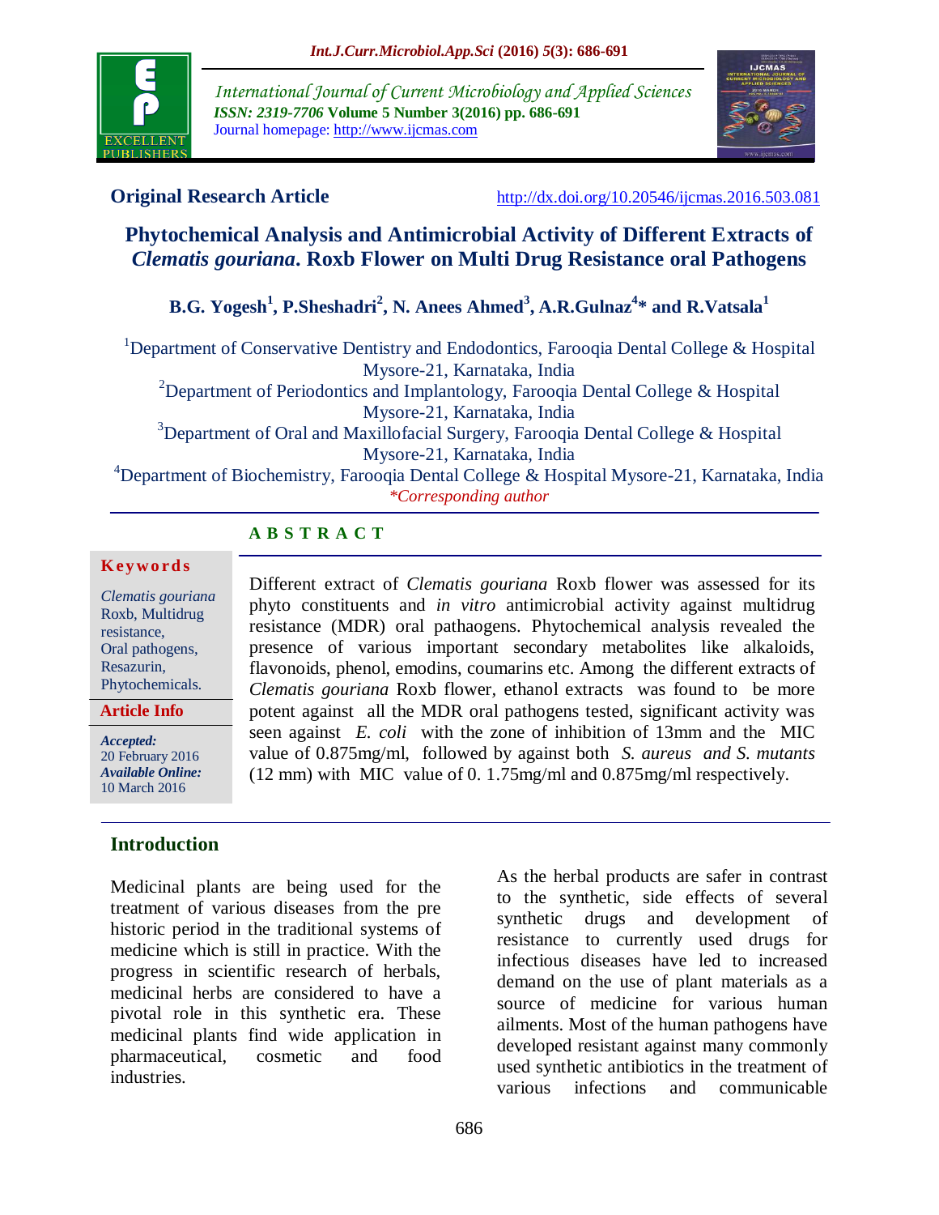**Original Research Article**

http://dx.doi.org/10.20546/ijcmas.2016.503.081

# Phytochemical Analysis and Antimicrobial Activity of Different Extracts of *Clematis gouriana*. Roxb Flower on Multi Drug Resistance oral Pathogens

**B.G. Yogesh[1], P.Sheshadri[2], N. Anees Ahmed[3], A.R.Gulnaz[4]* and R.Vatsala[1]**

[1]Department of Conservative Dentistry and Endodontics, Farooqia Dental College & Hospital Mysore-21, Karnataka, India
[2]Department of Periodontics and Implantology, Farooqia Dental College & Hospital Mysore-21, Karnataka, India
[3]Department of Oral and Maxillofacial Surgery, Farooqia Dental College & Hospital Mysore-21, Karnataka, India
[4]Department of Biochemistry, Farooqia Dental College & Hospital Mysore-21, Karnataka, India
**Corresponding author*

## ABSTRACT

**Keywords**

*Clematis gouriana* Roxb, Multidrug resistance, Oral pathogens, Resazurin, Phytochemicals.

**Article Info**

***Accepted:*** 20 February 2016
***Available Online:*** 10 March 2016

Different extract of *Clematis gouriana* Roxb flower was assessed for its phyto constituents and *in vitro* antimicrobial activity against multidrug resistance (MDR) oral pathaogens. Phytochemical analysis revealed the presence of various important secondary metabolites like alkaloids, flavonoids, phenol, emodins, coumarins etc. Among the different extracts of *Clematis gouriana* Roxb flower, ethanol extracts was found to be more potent against all the MDR oral pathogens tested, significant activity was seen against *E. coli* with the zone of inhibition of 13mm and the MIC value of 0.875mg/ml, followed by against both *S. aureus and S. mutants* (12 mm) with MIC value of 0. 1.75mg/ml and 0.875mg/ml respectively.

## Introduction

Medicinal plants are being used for the treatment of various diseases from the pre historic period in the traditional systems of medicine which is still in practice. With the progress in scientific research of herbals, medicinal herbs are considered to have a pivotal role in this synthetic era. These medicinal plants find wide application in pharmaceutical, cosmetic and food industries.

As the herbal products are safer in contrast to the synthetic, side effects of several synthetic drugs and development of resistance to currently used drugs for infectious diseases have led to increased demand on the use of plant materials as a source of medicine for various human ailments. Most of the human pathogens have developed resistant against many commonly used synthetic antibiotics in the treatment of various infections and communicable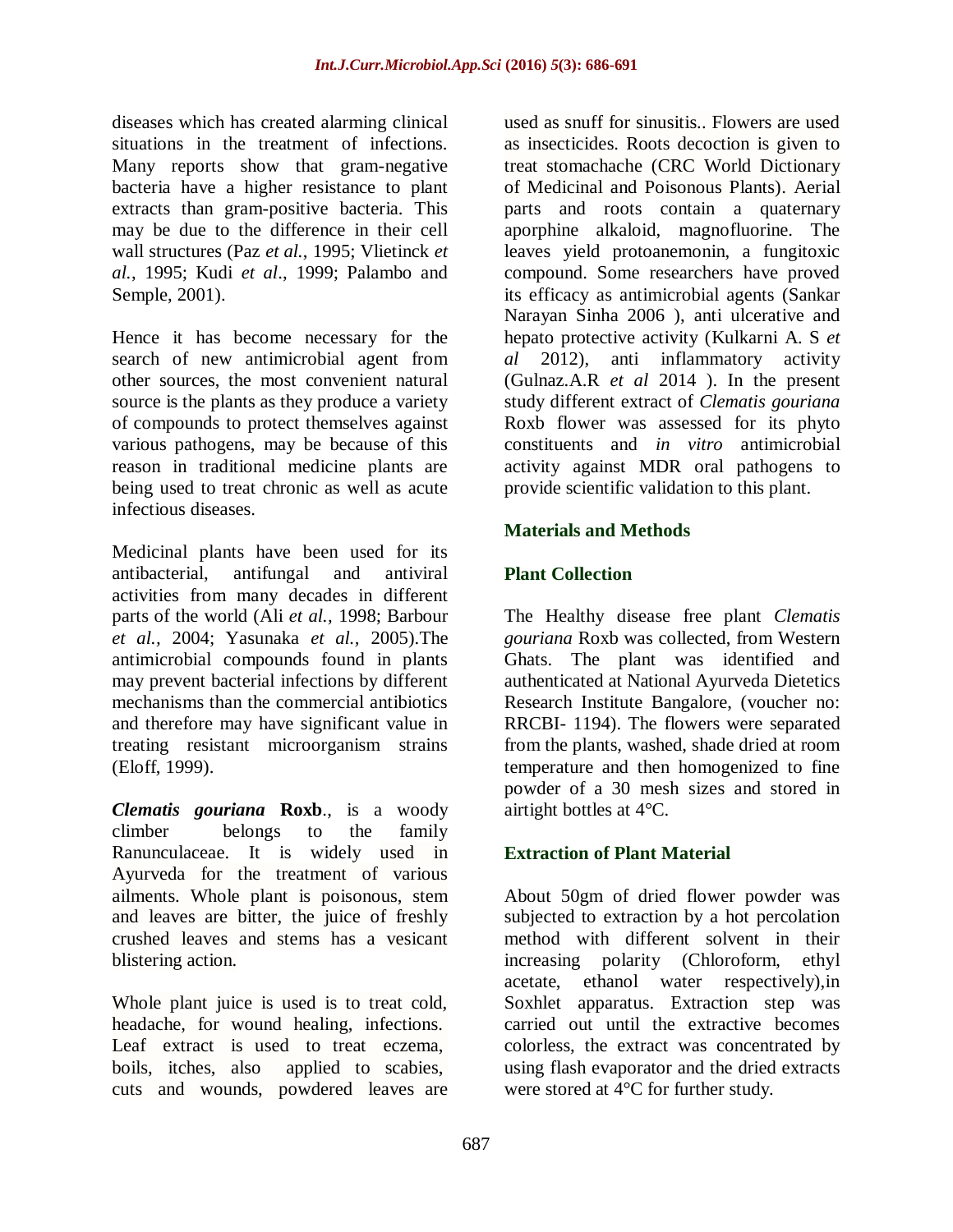diseases which has created alarming clinical situations in the treatment of infections. Many reports show that gram-negative bacteria have a higher resistance to plant extracts than gram-positive bacteria. This may be due to the difference in their cell wall structures (Paz *et al.*, 1995; Vlietinck *et al.*, 1995; Kudi *et al*., 1999; Palambo and Semple, 2001).

Hence it has become necessary for the search of new antimicrobial agent from other sources, the most convenient natural source is the plants as they produce a variety of compounds to protect themselves against various pathogens, may be because of this reason in traditional medicine plants are being used to treat chronic as well as acute infectious diseases.

Medicinal plants have been used for its antibacterial, antifungal and antiviral activities from many decades in different parts of the world (Ali *et al.,* 1998; Barbour *et al.,* 2004; Yasunaka *et al.,* 2005).The antimicrobial compounds found in plants may prevent bacterial infections by different mechanisms than the commercial antibiotics and therefore may have significant value in treating resistant microorganism strains (Eloff, 1999).

***Clematis gouriana*** **Roxb**., is a woody climber belongs to the family Ranunculaceae. It is widely used in Ayurveda for the treatment of various ailments. Whole plant is poisonous, stem and leaves are bitter, the juice of freshly crushed leaves and stems has a vesicant blistering action.

Whole plant juice is used is to treat cold, headache, for wound healing, infections. Leaf extract is used to treat eczema, boils, itches, also applied to scabies, cuts and wounds, powdered leaves are used as snuff for sinusitis.. Flowers are used as insecticides. Roots decoction is given to treat stomachache (CRC World Dictionary of Medicinal and Poisonous Plants). Aerial parts and roots contain a quaternary aporphine alkaloid, magnofluorine. The leaves yield protoanemonin, a fungitoxic compound. Some researchers have proved its efficacy as antimicrobial agents (Sankar Narayan Sinha 2006 ), anti ulcerative and hepato protective activity (Kulkarni A. S *et al* 2012), anti inflammatory activity (Gulnaz.A.R *et al* 2014 ). In the present study different extract of *Clematis gouriana* Roxb flower was assessed for its phyto constituents and *in vitro* antimicrobial activity against MDR oral pathogens to provide scientific validation to this plant.

## Materials and Methods

### Plant Collection

The Healthy disease free plant *Clematis gouriana* Roxb was collected, from Western Ghats. The plant was identified and authenticated at National Ayurveda Dietetics Research Institute Bangalore, (voucher no: RRCBI- 1194). The flowers were separated from the plants, washed, shade dried at room temperature and then homogenized to fine powder of a 30 mesh sizes and stored in airtight bottles at 4°C.

### Extraction of Plant Material

About 50gm of dried flower powder was subjected to extraction by a hot percolation method with different solvent in their increasing polarity (Chloroform, ethyl acetate, ethanol water respectively),in Soxhlet apparatus. Extraction step was carried out until the extractive becomes colorless, the extract was concentrated by using flash evaporator and the dried extracts were stored at 4°C for further study.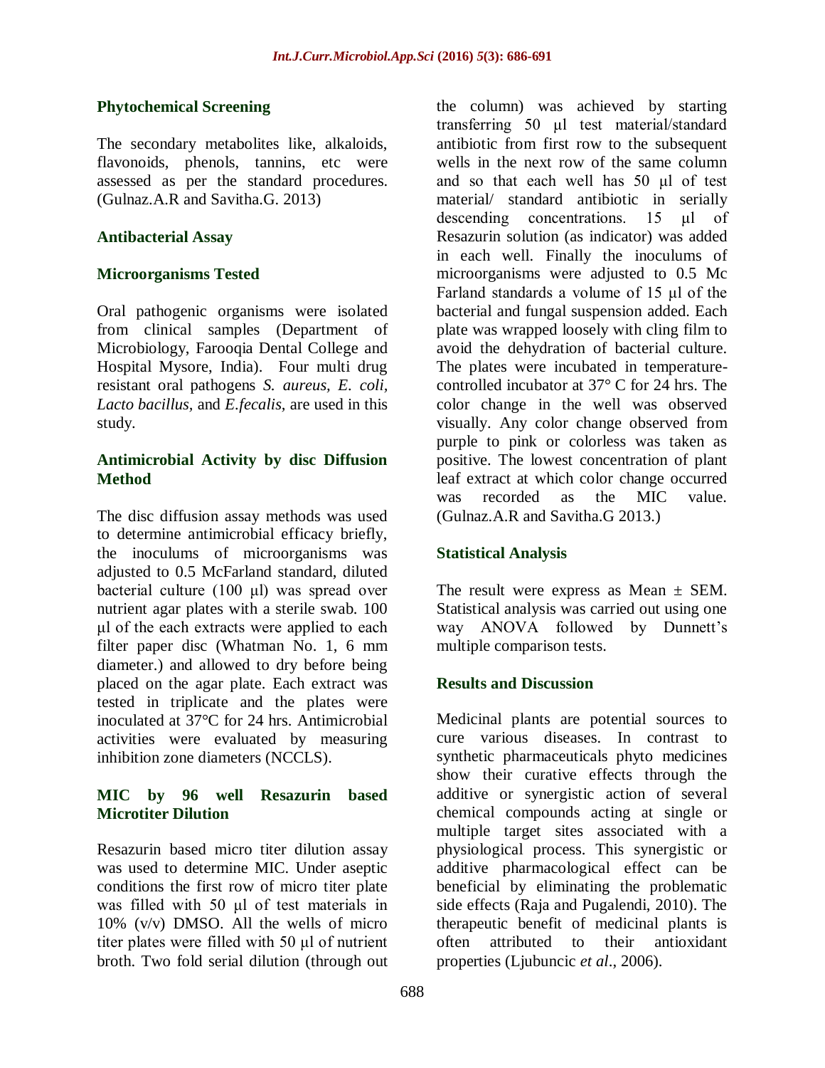## Phytochemical Screening

The secondary metabolites like, alkaloids, flavonoids, phenols, tannins, etc were assessed as per the standard procedures. (Gulnaz.A.R and Savitha.G. 2013)

## Antibacterial Assay

### Microorganisms Tested

Oral pathogenic organisms were isolated from clinical samples (Department of Microbiology, Farooqia Dental College and Hospital Mysore, India). Four multi drug resistant oral pathogens *S. aureus, E. coli, Lacto bacillus,* and *E.fecalis,* are used in this study.

### Antimicrobial Activity by disc Diffusion Method

The disc diffusion assay methods was used to determine antimicrobial efficacy briefly, the inoculums of microorganisms was adjusted to 0.5 McFarland standard, diluted bacterial culture (100 μl) was spread over nutrient agar plates with a sterile swab. 100 μl of the each extracts were applied to each filter paper disc (Whatman No. 1, 6 mm diameter.) and allowed to dry before being placed on the agar plate. Each extract was tested in triplicate and the plates were inoculated at 37°C for 24 hrs. Antimicrobial activities were evaluated by measuring inhibition zone diameters (NCCLS).

### MIC by 96 well Resazurin based Microtiter Dilution

Resazurin based micro titer dilution assay was used to determine MIC. Under aseptic conditions the first row of micro titer plate was filled with 50 μl of test materials in 10% (v/v) DMSO. All the wells of micro titer plates were filled with 50 μl of nutrient broth. Two fold serial dilution (through out the column) was achieved by starting transferring 50 μl test material/standard antibiotic from first row to the subsequent wells in the next row of the same column and so that each well has 50 μl of test material/ standard antibiotic in serially descending concentrations. 15 μl of Resazurin solution (as indicator) was added in each well. Finally the inoculums of microorganisms were adjusted to 0.5 Mc Farland standards a volume of 15 μl of the bacterial and fungal suspension added. Each plate was wrapped loosely with cling film to avoid the dehydration of bacterial culture. The plates were incubated in temperature-controlled incubator at 37° C for 24 hrs. The color change in the well was observed visually. Any color change observed from purple to pink or colorless was taken as positive. The lowest concentration of plant leaf extract at which color change occurred was recorded as the MIC value. (Gulnaz.A.R and Savitha.G 2013.)

## Statistical Analysis

The result were express as Mean ± SEM. Statistical analysis was carried out using one way ANOVA followed by Dunnett's multiple comparison tests.

## Results and Discussion

Medicinal plants are potential sources to cure various diseases. In contrast to synthetic pharmaceuticals phyto medicines show their curative effects through the additive or synergistic action of several chemical compounds acting at single or multiple target sites associated with a physiological process. This synergistic or additive pharmacological effect can be beneficial by eliminating the problematic side effects (Raja and Pugalendi, 2010). The therapeutic benefit of medicinal plants is often attributed to their antioxidant properties (Ljubuncic *et al*., 2006).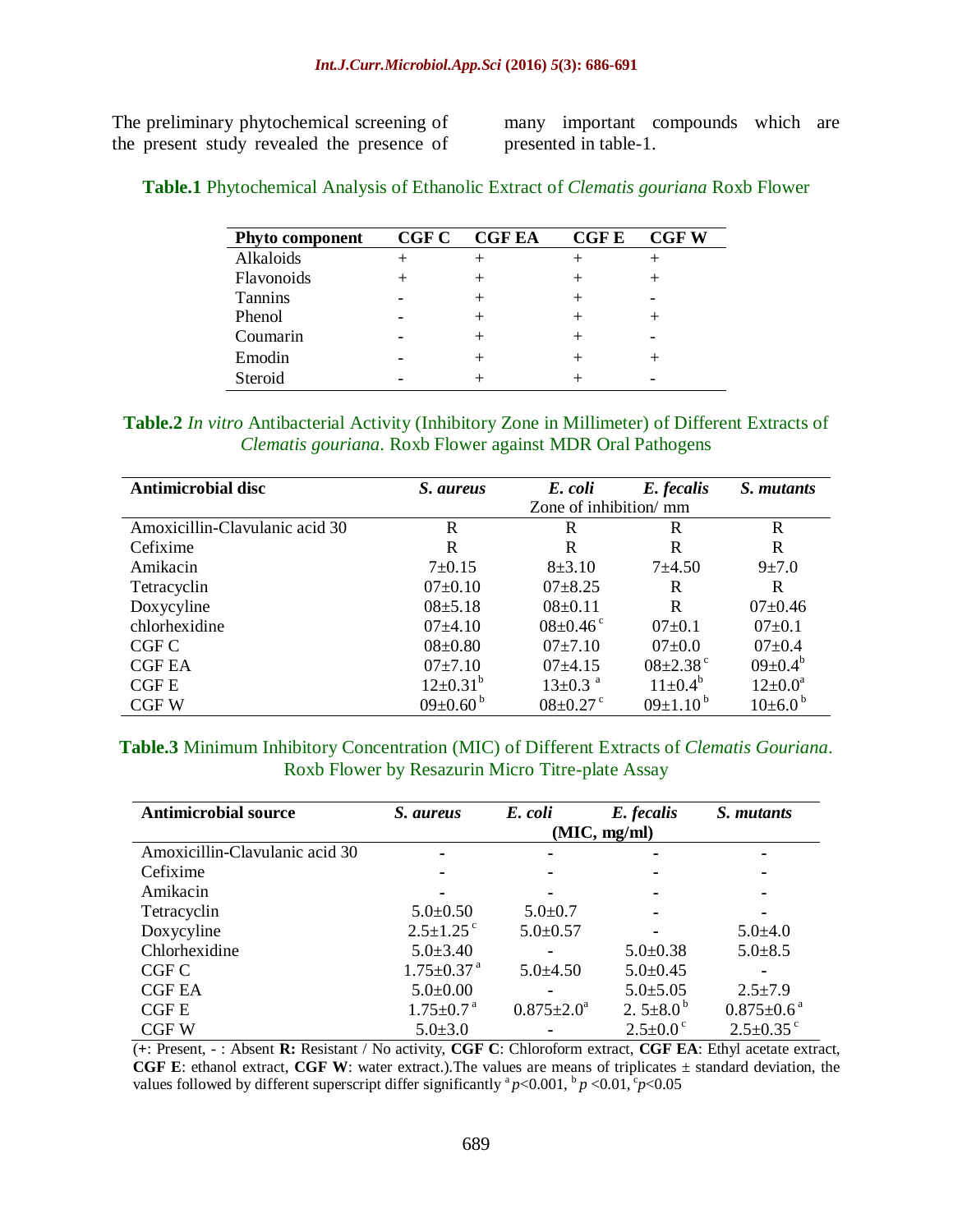The preliminary phytochemical screening of the present study revealed the presence of many important compounds which are presented in table-1.

**Table.1** Phytochemical Analysis of Ethanolic Extract of *Clematis gouriana* Roxb Flower

| Phyto component | CGF C | CGF EA | CGF E | CGF W |
|---|---|---|---|---|
| Alkaloids | + | + | + | + |
| Flavonoids | + | + | + | + |
| Tannins | - | + | + | - |
| Phenol | - | + | + | + |
| Coumarin | - | + | + | - |
| Emodin | - | + | + | + |
| Steroid | - | + | + | - |

**Table.2** *In vitro* Antibacterial Activity (Inhibitory Zone in Millimeter) of Different Extracts of *Clematis gouriana*. Roxb Flower against MDR Oral Pathogens

| Antimicrobial disc | *S. aureus* | *E. coli* | *E. fecalis* | *S. mutants* |
|---|---|---|---|---|
| | Zone of inhibition/ mm | | | |
| Amoxicillin-Clavulanic acid 30 | R | R | R | R |
| Cefixime | R | R | R | R |
| Amikacin | 7±0.15 | 8±3.10 | 7±4.50 | 9±7.0 |
| Tetracyclin | 07±0.10 | 07±8.25 | R | R |
| Doxycyline | 08±5.18 | 08±0.11 | R | 07±0.46 |
| chlorhexidine | 07±4.10 | 08±0.46 [c] | 07±0.1 | 07±0.1 |
| CGF C | 08±0.80 | 07±7.10 | 07±0.0 | 07±0.4 |
| CGF EA | 07±7.10 | 07±4.15 | 08±2.38 [c] | 09±0.4[b] |
| CGF E | 12±0.31[b] | 13±0.3 [a] | 11±0.4[b] | 12±0.0[a] |
| CGF W | 09±0.60 [b] | 08±0.27 [c] | 09±1.10 [b] | 10±6.0 [b] |

**Table.3** Minimum Inhibitory Concentration (MIC) of Different Extracts of *Clematis Gouriana*. Roxb Flower by Resazurin Micro Titre-plate Assay

| Antimicrobial source | *S. aureus* | *E. coli* | *E. fecalis* | *S. mutants* |
|---|---|---|---|---|
| | (MIC, mg/ml) | | | |
| Amoxicillin-Clavulanic acid 30 | - | - | - | - |
| Cefixime | - | - | - | - |
| Amikacin | - | - | - | - |
| Tetracyclin | 5.0±0.50 | 5.0±0.7 | - | - |
| Doxycyline | 2.5±1.25 [c] | 5.0±0.57 | - | 5.0±4.0 |
| Chlorhexidine | 5.0±3.40 | - | 5.0±0.38 | 5.0±8.5 |
| CGF C | 1.75±0.37 [a] | 5.0±4.50 | 5.0±0.45 | - |
| CGF EA | 5.0±0.00 | - | 5.0±5.05 | 2.5±7.9 |
| CGF E | 1.75±0.7 [a] | 0.875±2.0[a] | 2. 5±8.0 [b] | 0.875±0.6 [a] |
| CGF W | 5.0±3.0 | - | 2.5±0.0 [c] | 2.5±0.35 [c] |

(**+**: Present, **-** : Absent **R:** Resistant / No activity, **CGF C**: Chloroform extract, **CGF EA**: Ethyl acetate extract, **CGF E**: ethanol extract, **CGF W**: water extract.).The values are means of triplicates ± standard deviation, the values followed by different superscript differ significantly [a] $p<0.001$, [b] $p<0.01$, [c] $p<0.05$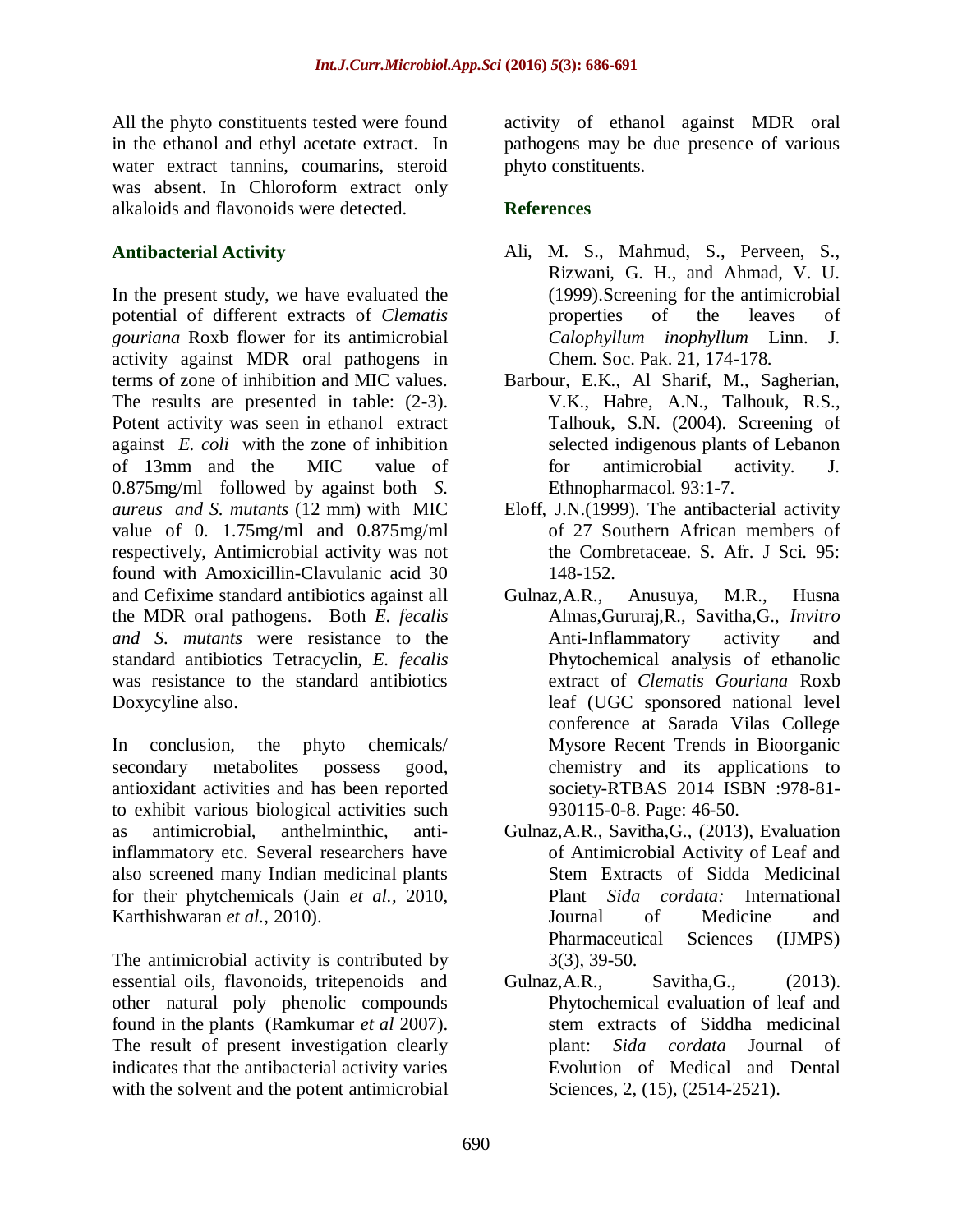All the phyto constituents tested were found in the ethanol and ethyl acetate extract. In water extract tannins, coumarins, steroid was absent. In Chloroform extract only alkaloids and flavonoids were detected.

### Antibacterial Activity

In the present study, we have evaluated the potential of different extracts of *Clematis gouriana* Roxb flower for its antimicrobial activity against MDR oral pathogens in terms of zone of inhibition and MIC values. The results are presented in table: (2-3). Potent activity was seen in ethanol extract against *E. coli* with the zone of inhibition of 13mm and the MIC value of 0.875mg/ml followed by against both *S. aureus and S. mutants* (12 mm) with MIC value of 0. 1.75mg/ml and 0.875mg/ml respectively, Antimicrobial activity was not found with Amoxicillin-Clavulanic acid 30 and Cefixime standard antibiotics against all the MDR oral pathogens. Both *E. fecalis and S. mutants* were resistance to the standard antibiotics Tetracyclin, *E. fecalis* was resistance to the standard antibiotics Doxycyline also.

In conclusion, the phyto chemicals/ secondary metabolites possess good, antioxidant activities and has been reported to exhibit various biological activities such as antimicrobial, anthelminthic, anti-inflammatory etc. Several researchers have also screened many Indian medicinal plants for their phytchemicals (Jain *et al.*, 2010, Karthishwaran *et al.*, 2010).

The antimicrobial activity is contributed by essential oils, flavonoids, tritepenoids and other natural poly phenolic compounds found in the plants (Ramkumar *et al* 2007). The result of present investigation clearly indicates that the antibacterial activity varies with the solvent and the potent antimicrobial activity of ethanol against MDR oral pathogens may be due presence of various phyto constituents.

## References

Ali, M. S., Mahmud, S., Perveen, S., Rizwani, G. H., and Ahmad, V. U. (1999).Screening for the antimicrobial properties of the leaves of *Calophyllum inophyllum* Linn. J. Chem. Soc. Pak. 21, 174-178.

Barbour, E.K., Al Sharif, M., Sagherian, V.K., Habre, A.N., Talhouk, R.S., Talhouk, S.N. (2004). Screening of selected indigenous plants of Lebanon for antimicrobial activity. J. Ethnopharmacol. 93:1-7.

Eloff, J.N.(1999). The antibacterial activity of 27 Southern African members of the Combretaceae. S. Afr. J Sci. 95: 148-152.

Gulnaz,A.R., Anusuya, M.R., Husna Almas,Gururaj,R., Savitha,G., *Invitro* Anti-Inflammatory activity and Phytochemical analysis of ethanolic extract of *Clematis Gouriana* Roxb leaf (UGC sponsored national level conference at Sarada Vilas College Mysore Recent Trends in Bioorganic chemistry and its applications to society-RTBAS 2014 ISBN :978-81-930115-0-8. Page: 46-50.

Gulnaz,A.R., Savitha,G., (2013), Evaluation of Antimicrobial Activity of Leaf and Stem Extracts of Sidda Medicinal Plant *Sida cordata:* International Journal of Medicine and Pharmaceutical Sciences (IJMPS) 3(3), 39-50.

Gulnaz,A.R., Savitha,G., (2013). Phytochemical evaluation of leaf and stem extracts of Siddha medicinal plant: *Sida cordata* Journal of Evolution of Medical and Dental Sciences, 2, (15), (2514-2521).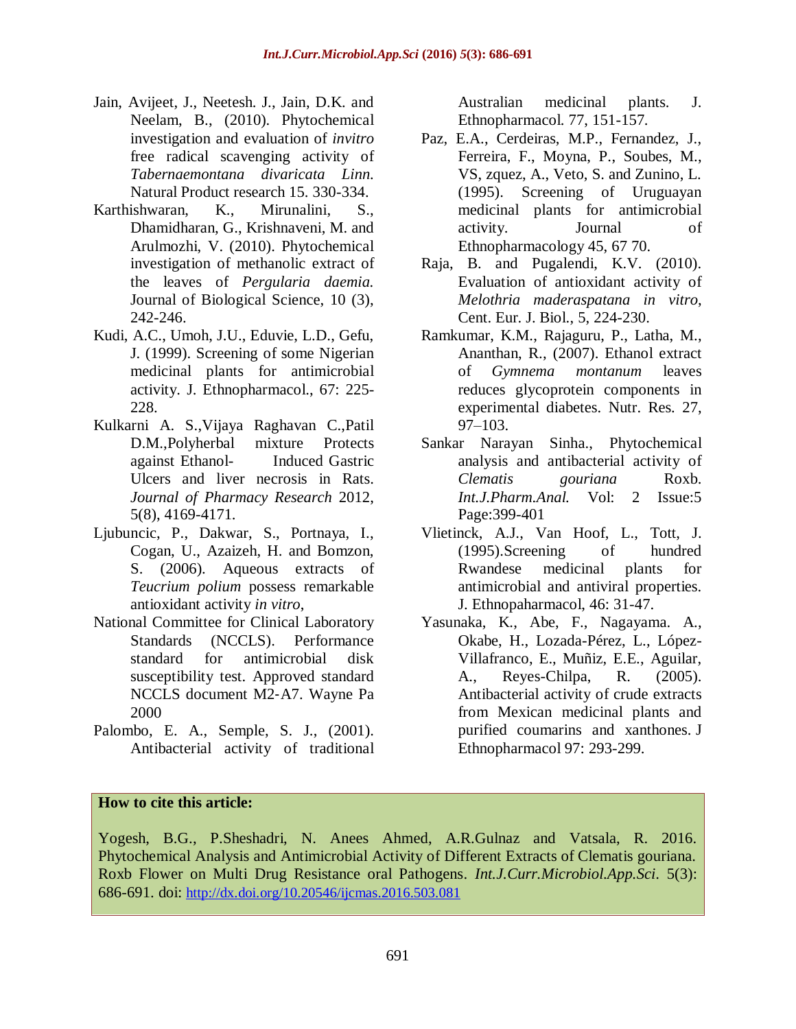Jain, Avijeet, J., Neetesh. J., Jain, D.K. and Neelam, B., (2010). Phytochemical investigation and evaluation of *invitro* free radical scavenging activity of *Tabernaemontana divaricata Linn.* Natural Product research 15. 330-334.

Karthishwaran, K., Mirunalini, S., Dhamidharan, G., Krishnaveni, M. and Arulmozhi, V. (2010). Phytochemical investigation of methanolic extract of the leaves of *Pergularia daemia.* Journal of Biological Science, 10 (3), 242-246.

Kudi, A.C., Umoh, J.U., Eduvie, L.D., Gefu, J. (1999). Screening of some Nigerian medicinal plants for antimicrobial activity. J. Ethnopharmacol., 67: 225-228.

Kulkarni A. S.,Vijaya Raghavan C.,Patil D.M.,Polyherbal mixture Protects against Ethanol- Induced Gastric Ulcers and liver necrosis in Rats. *Journal of Pharmacy Research* 2012, 5(8), 4169-4171.

Ljubuncic, P., Dakwar, S., Portnaya, I., Cogan, U., Azaizeh, H. and Bomzon, S. (2006). Aqueous extracts of *Teucrium polium* possess remarkable antioxidant activity *in vitro*,

National Committee for Clinical Laboratory Standards (NCCLS). Performance standard for antimicrobial disk susceptibility test. Approved standard NCCLS document M2-A7. Wayne Pa 2000

Palombo, E. A., Semple, S. J., (2001). Antibacterial activity of traditional Australian medicinal plants. J. Ethnopharmacol. 77, 151-157.

Paz, E.A., Cerdeiras, M.P., Fernandez, J., Ferreira, F., Moyna, P., Soubes, M., VS, zquez, A., Veto, S. and Zunino, L. (1995). Screening of Uruguayan medicinal plants for antimicrobial activity. Journal of Ethnopharmacology 45, 67 70.

Raja, B. and Pugalendi, K.V. (2010). Evaluation of antioxidant activity of *Melothria maderaspatana in vitro*, Cent. Eur. J. Biol., 5, 224-230.

Ramkumar, K.M., Rajaguru, P., Latha, M., Ananthan, R., (2007). Ethanol extract of *Gymnema montanum* leaves reduces glycoprotein components in experimental diabetes. Nutr. Res. 27, 97–103.

Sankar Narayan Sinha., Phytochemical analysis and antibacterial activity of *Clematis gouriana* Roxb. *Int.J.Pharm.Anal.* Vol: 2 Issue:5 Page:399-401

Vlietinck, A.J., Van Hoof, L., Tott, J. (1995).Screening of hundred Rwandese medicinal plants for antimicrobial and antiviral properties. J. Ethnopaharmacol, 46: 31-47.

Yasunaka, K., Abe, F., Nagayama. A., Okabe, H., Lozada-Pérez, L., López-Villafranco, E., Muñiz, E.E., Aguilar, A., Reyes-Chilpa, R. (2005). Antibacterial activity of crude extracts from Mexican medicinal plants and purified coumarins and xanthones. J Ethnopharmacol 97: 293-299.

**How to cite this article:**

Yogesh, B.G., P.Sheshadri, N. Anees Ahmed, A.R.Gulnaz and Vatsala, R. 2016. Phytochemical Analysis and Antimicrobial Activity of Different Extracts of Clematis gouriana. Roxb Flower on Multi Drug Resistance oral Pathogens. *Int.J.Curr.Microbiol.App.Sci*. 5(3): 686-691. doi: http://dx.doi.org/10.20546/ijcmas.2016.503.081